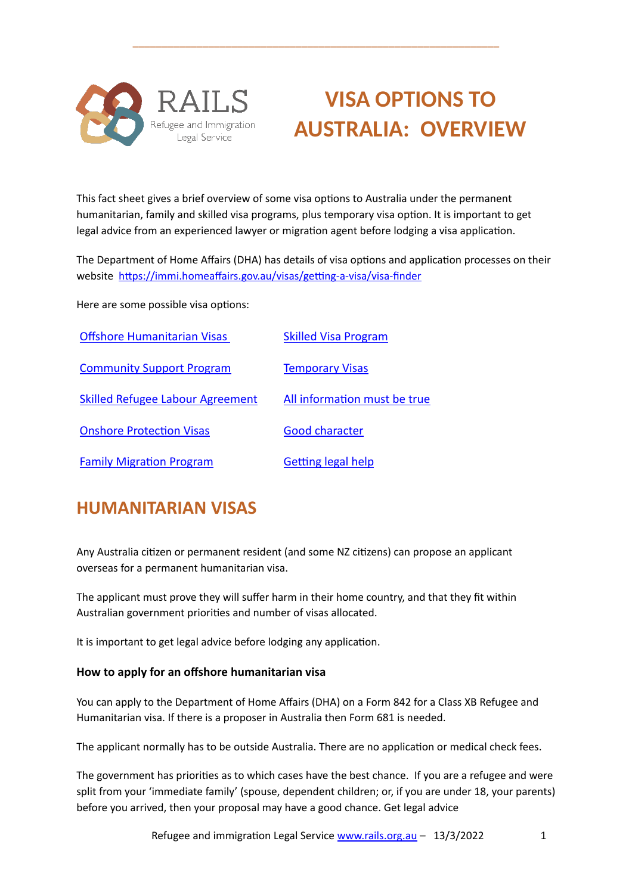# VISA OPTIONS TO AUSTRALIA: OVERVIEW

This fact sheet gives a brief overview of some visa options to Australia under the permanent humanitarian, family and skilled visa programs, plus temporary visa option. It is important to get legal advice from an experienced lawyer or migration agent before lodging a visa application.

The Department of Home Affairs (DHA) has details of visa options and application processes on their website https://immi.homeaffairs.gov.au/visas/getting-a-visa/visa-finder

Here are some possible visa options:

- Offshore Humanitarian Visas
- Community Support Program
- Skilled Refugee Labour Agreement
- Onshore Protection Visas
- Family Migration Program
- Skilled Visa Program
- Temporary Visas
- All information must be true
- Good character
- Getting legal help

## HUMANITARIAN VISAS

Any Australia citizen or permanent resident (and some NZ citizens) can propose an applicant overseas for a permanent humanitarian visa.

The applicant must prove they will suffer harm in their home country, and that they fit within Australian government priorities and number of visas allocated.

It is important to get legal advice before lodging any application.

**How to apply for an offshore humanitarian visa**

You can apply to the Department of Home Affairs (DHA) on a Form 842 for a Class XB Refugee and Humanitarian visa. If there is a proposer in Australia then Form 681 is needed.

The applicant normally has to be outside Australia. There are no application or medical check fees.

The government has priorities as to which cases have the best chance. If you are a refugee and were split from your 'immediate family' (spouse, dependent children; or, if you are under 18, your parents) before you arrived, then your proposal may have a good chance. Get legal advice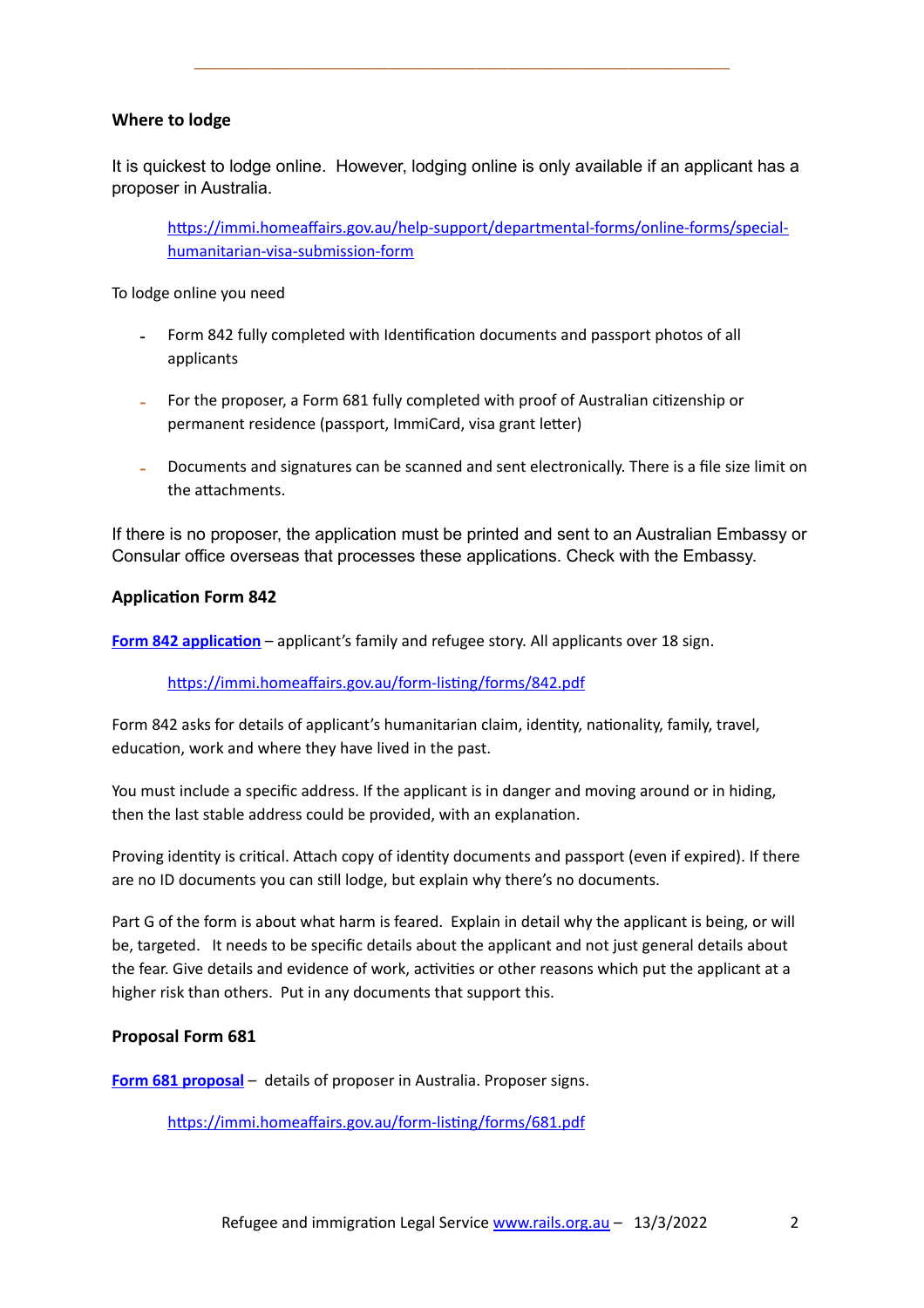### Where to lodge

It is quickest to lodge online. However, lodging online is only available if an applicant has a proposer in Australia.

> https://immi.homeaffairs.gov.au/help-support/departmental-forms/online-forms/special-humanitarian-visa-submission-form

To lodge online you need

- Form 842 fully completed with Identification documents and passport photos of all applicants
- For the proposer, a Form 681 fully completed with proof of Australian citizenship or permanent residence (passport, ImmiCard, visa grant letter)
- Documents and signatures can be scanned and sent electronically. There is a file size limit on the attachments.

If there is no proposer, the application must be printed and sent to an Australian Embassy or Consular office overseas that processes these applications. Check with the Embassy.

### Application Form 842

**Form 842 application** – applicant's family and refugee story. All applicants over 18 sign.

> https://immi.homeaffairs.gov.au/form-listing/forms/842.pdf

Form 842 asks for details of applicant's humanitarian claim, identity, nationality, family, travel, education, work and where they have lived in the past.

You must include a specific address. If the applicant is in danger and moving around or in hiding, then the last stable address could be provided, with an explanation.

Proving identity is critical. Attach copy of identity documents and passport (even if expired). If there are no ID documents you can still lodge, but explain why there's no documents.

Part G of the form is about what harm is feared. Explain in detail why the applicant is being, or will be, targeted. It needs to be specific details about the applicant and not just general details about the fear. Give details and evidence of work, activities or other reasons which put the applicant at a higher risk than others. Put in any documents that support this.

### Proposal Form 681

**Form 681 proposal** – details of proposer in Australia. Proposer signs.

> https://immi.homeaffairs.gov.au/form-listing/forms/681.pdf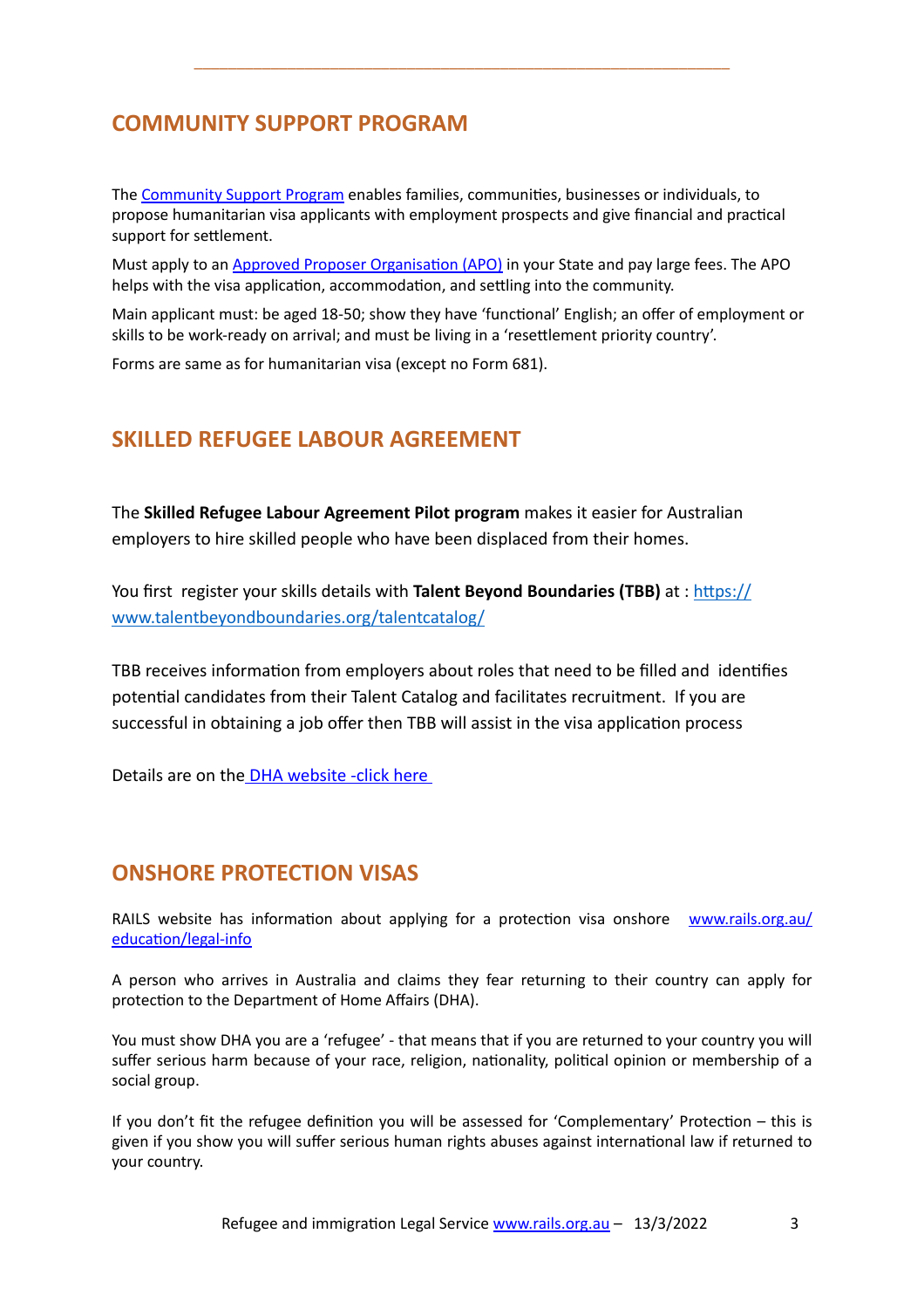## COMMUNITY SUPPORT PROGRAM

The [Community Support Program]() enables families, communities, businesses or individuals, to propose humanitarian visa applicants with employment prospects and give financial and practical support for settlement.

Must apply to an [Approved Proposer Organisation (APO)]() in your State and pay large fees. The APO helps with the visa application, accommodation, and settling into the community.

Main applicant must: be aged 18-50; show they have 'functional' English; an offer of employment or skills to be work-ready on arrival; and must be living in a 'resettlement priority country'.

Forms are same as for humanitarian visa (except no Form 681).

## SKILLED REFUGEE LABOUR AGREEMENT

The **Skilled Refugee Labour Agreement Pilot program** makes it easier for Australian employers to hire skilled people who have been displaced from their homes.

You first register your skills details with **Talent Beyond Boundaries (TBB)** at : [https://www.talentbeyondboundaries.org/talentcatalog/](https://www.talentbeyondboundaries.org/talentcatalog/)

TBB receives information from employers about roles that need to be filled and identifies potential candidates from their Talent Catalog and facilitates recruitment. If you are successful in obtaining a job offer then TBB will assist in the visa application process

Details are on the [DHA website -click here]()

## ONSHORE PROTECTION VISAS

RAILS website has information about applying for a protection visa onshore [www.rails.org.au/education/legal-info](www.rails.org.au/education/legal-info)

A person who arrives in Australia and claims they fear returning to their country can apply for protection to the Department of Home Affairs (DHA).

You must show DHA you are a 'refugee' - that means that if you are returned to your country you will suffer serious harm because of your race, religion, nationality, political opinion or membership of a social group.

If you don't fit the refugee definition you will be assessed for 'Complementary' Protection – this is given if you show you will suffer serious human rights abuses against international law if returned to your country.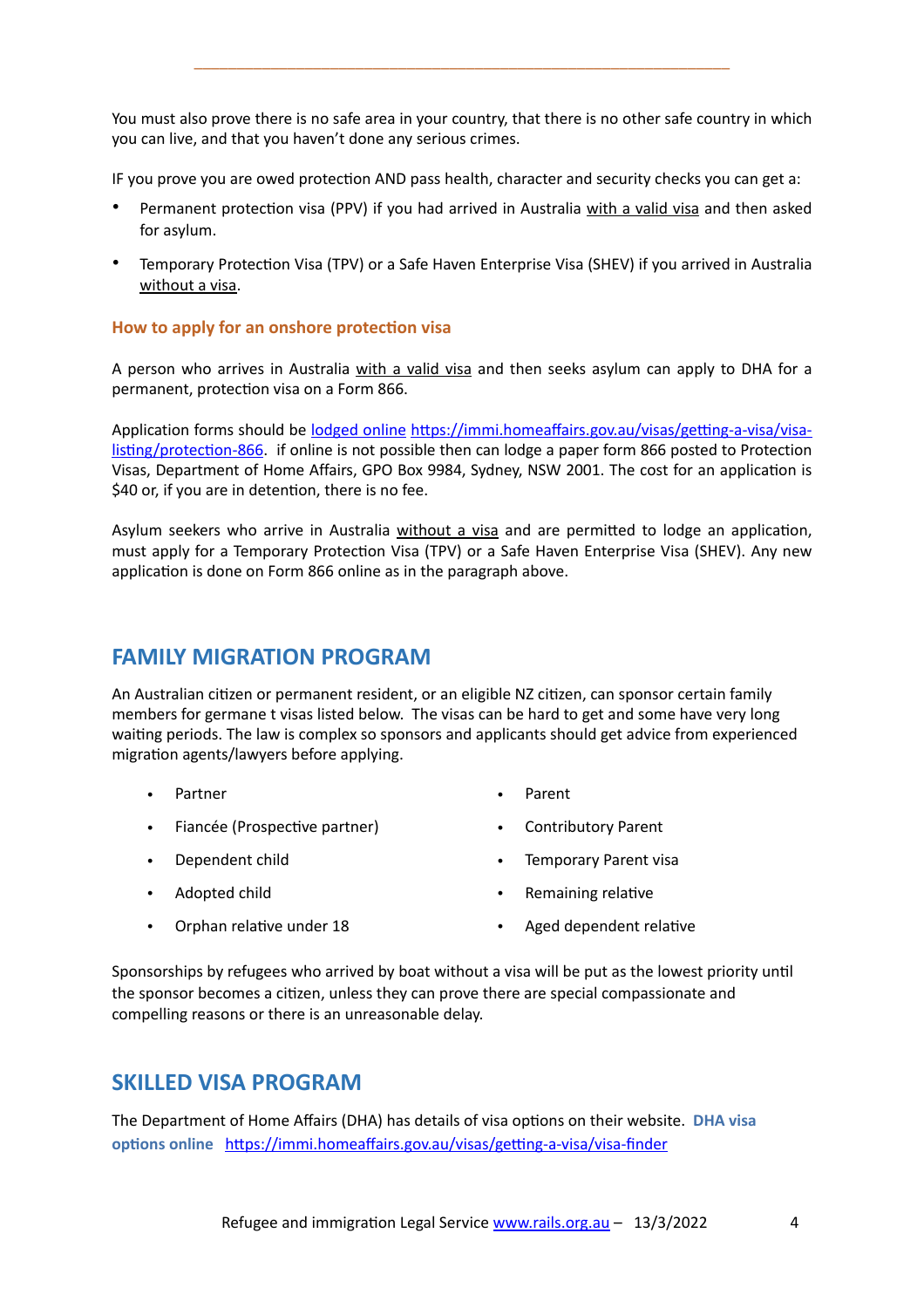You must also prove there is no safe area in your country, that there is no other safe country in which you can live, and that you haven't done any serious crimes.

IF you prove you are owed protection AND pass health, character and security checks you can get a:

- Permanent protection visa (PPV) if you had arrived in Australia with a valid visa and then asked for asylum.
- Temporary Protection Visa (TPV) or a Safe Haven Enterprise Visa (SHEV) if you arrived in Australia without a visa.

### How to apply for an onshore protection visa

A person who arrives in Australia with a valid visa and then seeks asylum can apply to DHA for a permanent, protection visa on a Form 866.

Application forms should be [lodged online](https://immi.homeaffairs.gov.au/visas/getting-a-visa/visa-listing/protection-866) https://immi.homeaffairs.gov.au/visas/getting-a-visa/visa-listing/protection-866. if online is not possible then can lodge a paper form 866 posted to Protection Visas, Department of Home Affairs, GPO Box 9984, Sydney, NSW 2001. The cost for an application is $40 or, if you are in detention, there is no fee.

Asylum seekers who arrive in Australia without a visa and are permitted to lodge an application, must apply for a Temporary Protection Visa (TPV) or a Safe Haven Enterprise Visa (SHEV). Any new application is done on Form 866 online as in the paragraph above.

## FAMILY MIGRATION PROGRAM

An Australian citizen or permanent resident, or an eligible NZ citizen, can sponsor certain family members for germane t visas listed below. The visas can be hard to get and some have very long waiting periods. The law is complex so sponsors and applicants should get advice from experienced migration agents/lawyers before applying.

- Partner
- Fiancée (Prospective partner)
- Dependent child
- Adopted child
- Orphan relative under 18
- Parent
- Contributory Parent
- Temporary Parent visa
- Remaining relative
- Aged dependent relative

Sponsorships by refugees who arrived by boat without a visa will be put as the lowest priority until the sponsor becomes a citizen, unless they can prove there are special compassionate and compelling reasons or there is an unreasonable delay.

## SKILLED VISA PROGRAM

The Department of Home Affairs (DHA) has details of visa options on their website. **DHA visa options online** https://immi.homeaffairs.gov.au/visas/getting-a-visa/visa-finder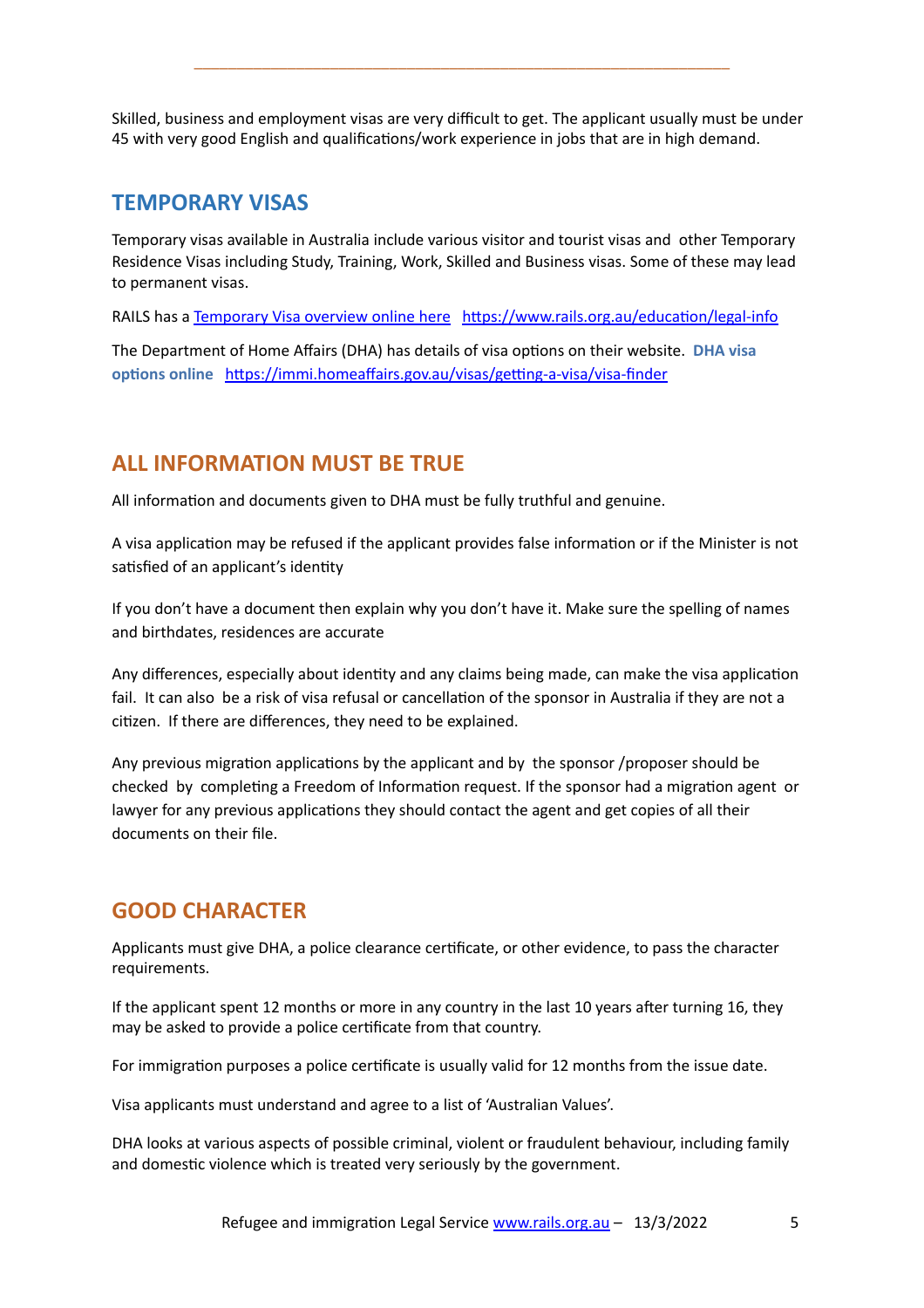Skilled, business and employment visas are very difficult to get. The applicant usually must be under 45 with very good English and qualifications/work experience in jobs that are in high demand.

## TEMPORARY VISAS

Temporary visas available in Australia include various visitor and tourist visas and other Temporary Residence Visas including Study, Training, Work, Skilled and Business visas. Some of these may lead to permanent visas.

RAILS has a [Temporary Visa overview online here](https://www.rails.org.au/education/legal-info) https://www.rails.org.au/education/legal-info

The Department of Home Affairs (DHA) has details of visa options on their website. **DHA visa options online** https://immi.homeaffairs.gov.au/visas/getting-a-visa/visa-finder

## ALL INFORMATION MUST BE TRUE

All information and documents given to DHA must be fully truthful and genuine.

A visa application may be refused if the applicant provides false information or if the Minister is not satisfied of an applicant's identity

If you don't have a document then explain why you don't have it. Make sure the spelling of names and birthdates, residences are accurate

Any differences, especially about identity and any claims being made, can make the visa application fail. It can also be a risk of visa refusal or cancellation of the sponsor in Australia if they are not a citizen. If there are differences, they need to be explained.

Any previous migration applications by the applicant and by the sponsor /proposer should be checked by completing a Freedom of Information request. If the sponsor had a migration agent or lawyer for any previous applications they should contact the agent and get copies of all their documents on their file.

## GOOD CHARACTER

Applicants must give DHA, a police clearance certificate, or other evidence, to pass the character requirements.

If the applicant spent 12 months or more in any country in the last 10 years after turning 16, they may be asked to provide a police certificate from that country.

For immigration purposes a police certificate is usually valid for 12 months from the issue date.

Visa applicants must understand and agree to a list of 'Australian Values'.

DHA looks at various aspects of possible criminal, violent or fraudulent behaviour, including family and domestic violence which is treated very seriously by the government.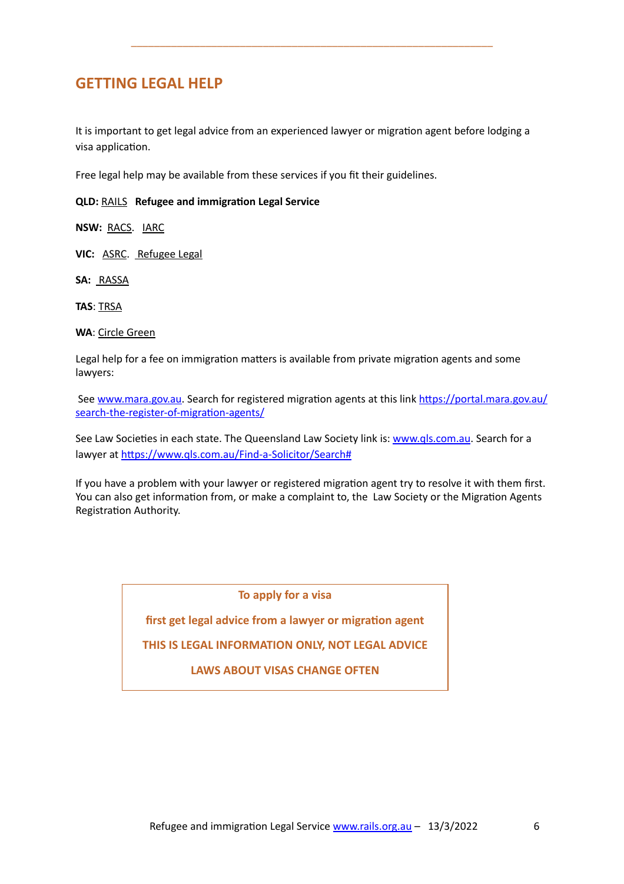## GETTING LEGAL HELP

It is important to get legal advice from an experienced lawyer or migration agent before lodging a visa application.

Free legal help may be available from these services if you fit their guidelines.

**QLD:** RAILS **Refugee and immigration Legal Service**

**NSW:** RACS. IARC

**VIC:** ASRC. Refugee Legal

**SA:** RASSA

**TAS**: TRSA

**WA**: Circle Green

Legal help for a fee on immigration matters is available from private migration agents and some lawyers:

See www.mara.gov.au. Search for registered migration agents at this link https://portal.mara.gov.au/search-the-register-of-migration-agents/

See Law Societies in each state. The Queensland Law Society link is: www.qls.com.au. Search for a lawyer at https://www.qls.com.au/Find-a-Solicitor/Search#

If you have a problem with your lawyer or registered migration agent try to resolve it with them first. You can also get information from, or make a complaint to, the Law Society or the Migration Agents Registration Authority.

**To apply for a visa**

**first get legal advice from a lawyer or migration agent**

**THIS IS LEGAL INFORMATION ONLY, NOT LEGAL ADVICE**

**LAWS ABOUT VISAS CHANGE OFTEN**